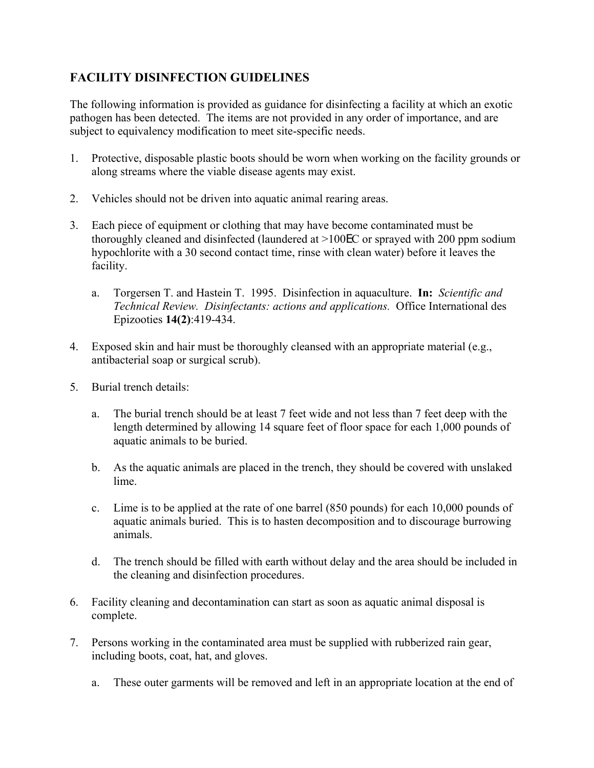## FACILITY DISINFECTION GUIDELINES

The following information is provided as guidance for disinfecting a facility at which an exotic pathogen has been detected. The items are not provided in any order of importance, and are subject to equivalency modification to meet site-specific needs.

1. Protective, disposable plastic boots should be worn when working on the facility grounds or along streams where the viable disease agents may exist.

2. Vehicles should not be driven into aquatic animal rearing areas.

3. Each piece of equipment or clothing that may have become contaminated must be thoroughly cleaned and disinfected (laundered at >100EC or sprayed with 200 ppm sodium hypochlorite with a 30 second contact time, rinse with clean water) before it leaves the facility.

    a. Torgersen T. and Hastein T. 1995. Disinfection in aquaculture. **In:** *Scientific and Technical Review. Disinfectants: actions and applications.* Office International des Epizooties **14(2)**:419-434.

4. Exposed skin and hair must be thoroughly cleansed with an appropriate material (e.g., antibacterial soap or surgical scrub).

5. Burial trench details:

    a. The burial trench should be at least 7 feet wide and not less than 7 feet deep with the length determined by allowing 14 square feet of floor space for each 1,000 pounds of aquatic animals to be buried.

    b. As the aquatic animals are placed in the trench, they should be covered with unslaked lime.

    c. Lime is to be applied at the rate of one barrel (850 pounds) for each 10,000 pounds of aquatic animals buried. This is to hasten decomposition and to discourage burrowing animals.

    d. The trench should be filled with earth without delay and the area should be included in the cleaning and disinfection procedures.

6. Facility cleaning and decontamination can start as soon as aquatic animal disposal is complete.

7. Persons working in the contaminated area must be supplied with rubberized rain gear, including boots, coat, hat, and gloves.

    a. These outer garments will be removed and left in an appropriate location at the end of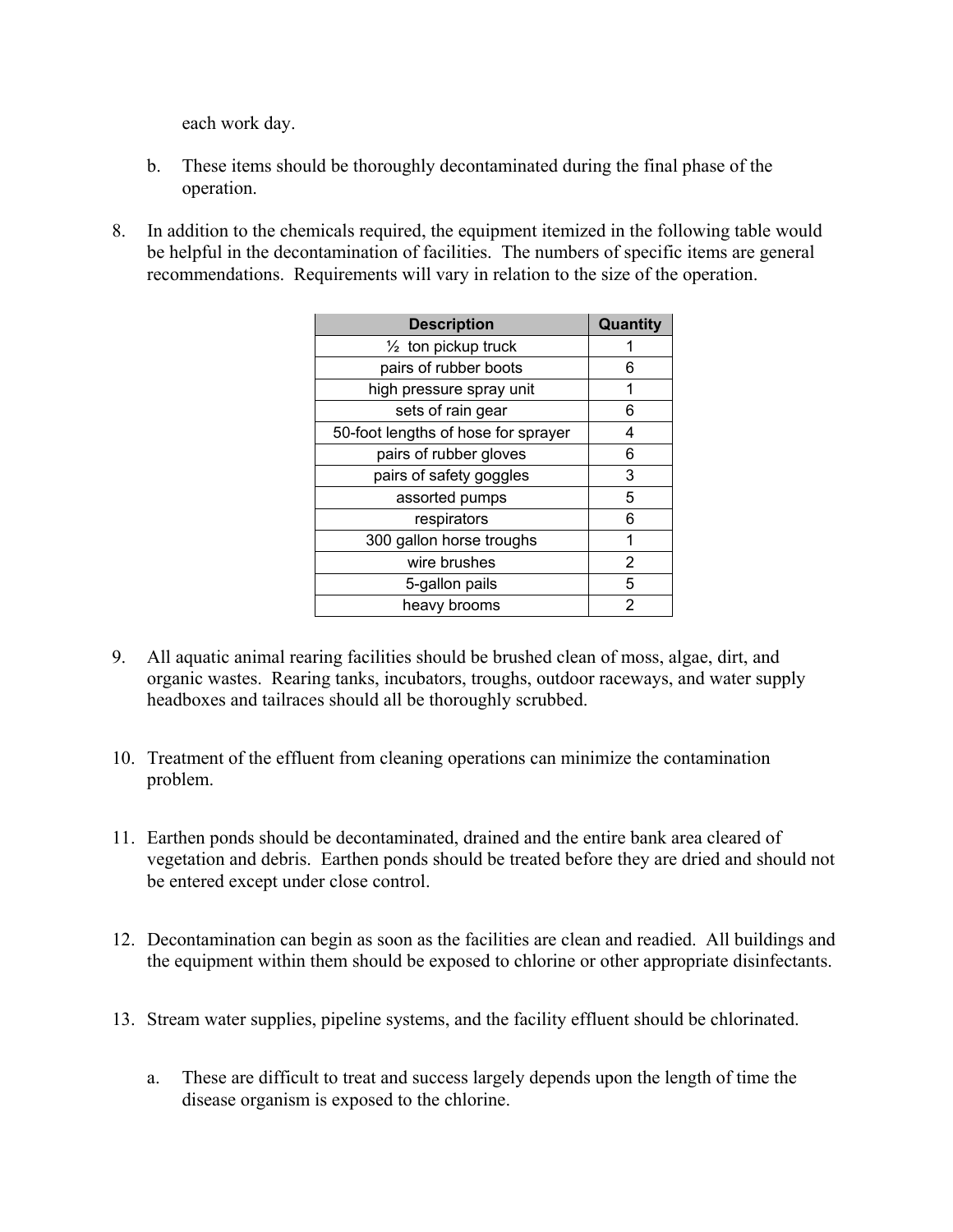each work day.

b. These items should be thoroughly decontaminated during the final phase of the operation.

8. In addition to the chemicals required, the equipment itemized in the following table would be helpful in the decontamination of facilities. The numbers of specific items are general recommendations. Requirements will vary in relation to the size of the operation.

| Description | Quantity |
|---|---|
| ½ ton pickup truck | 1 |
| pairs of rubber boots | 6 |
| high pressure spray unit | 1 |
| sets of rain gear | 6 |
| 50-foot lengths of hose for sprayer | 4 |
| pairs of rubber gloves | 6 |
| pairs of safety goggles | 3 |
| assorted pumps | 5 |
| respirators | 6 |
| 300 gallon horse troughs | 1 |
| wire brushes | 2 |
| 5-gallon pails | 5 |
| heavy brooms | 2 |

9. All aquatic animal rearing facilities should be brushed clean of moss, algae, dirt, and organic wastes. Rearing tanks, incubators, troughs, outdoor raceways, and water supply headboxes and tailraces should all be thoroughly scrubbed.

10. Treatment of the effluent from cleaning operations can minimize the contamination problem.

11. Earthen ponds should be decontaminated, drained and the entire bank area cleared of vegetation and debris. Earthen ponds should be treated before they are dried and should not be entered except under close control.

12. Decontamination can begin as soon as the facilities are clean and readied. All buildings and the equipment within them should be exposed to chlorine or other appropriate disinfectants.

13. Stream water supplies, pipeline systems, and the facility effluent should be chlorinated.

    a. These are difficult to treat and success largely depends upon the length of time the disease organism is exposed to the chlorine.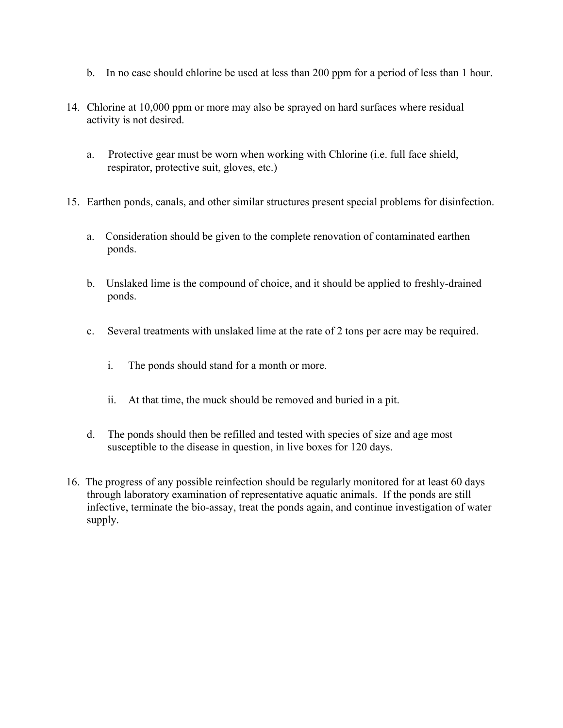b. In no case should chlorine be used at less than 200 ppm for a period of less than 1 hour.

14. Chlorine at 10,000 ppm or more may also be sprayed on hard surfaces where residual activity is not desired.

    a. Protective gear must be worn when working with Chlorine (i.e. full face shield, respirator, protective suit, gloves, etc.)

15. Earthen ponds, canals, and other similar structures present special problems for disinfection.

    a. Consideration should be given to the complete renovation of contaminated earthen ponds.

    b. Unslaked lime is the compound of choice, and it should be applied to freshly-drained ponds.

    c. Several treatments with unslaked lime at the rate of 2 tons per acre may be required.

        i. The ponds should stand for a month or more.

        ii. At that time, the muck should be removed and buried in a pit.

    d. The ponds should then be refilled and tested with species of size and age most susceptible to the disease in question, in live boxes for 120 days.

16. The progress of any possible reinfection should be regularly monitored for at least 60 days through laboratory examination of representative aquatic animals. If the ponds are still infective, terminate the bio-assay, treat the ponds again, and continue investigation of water supply.